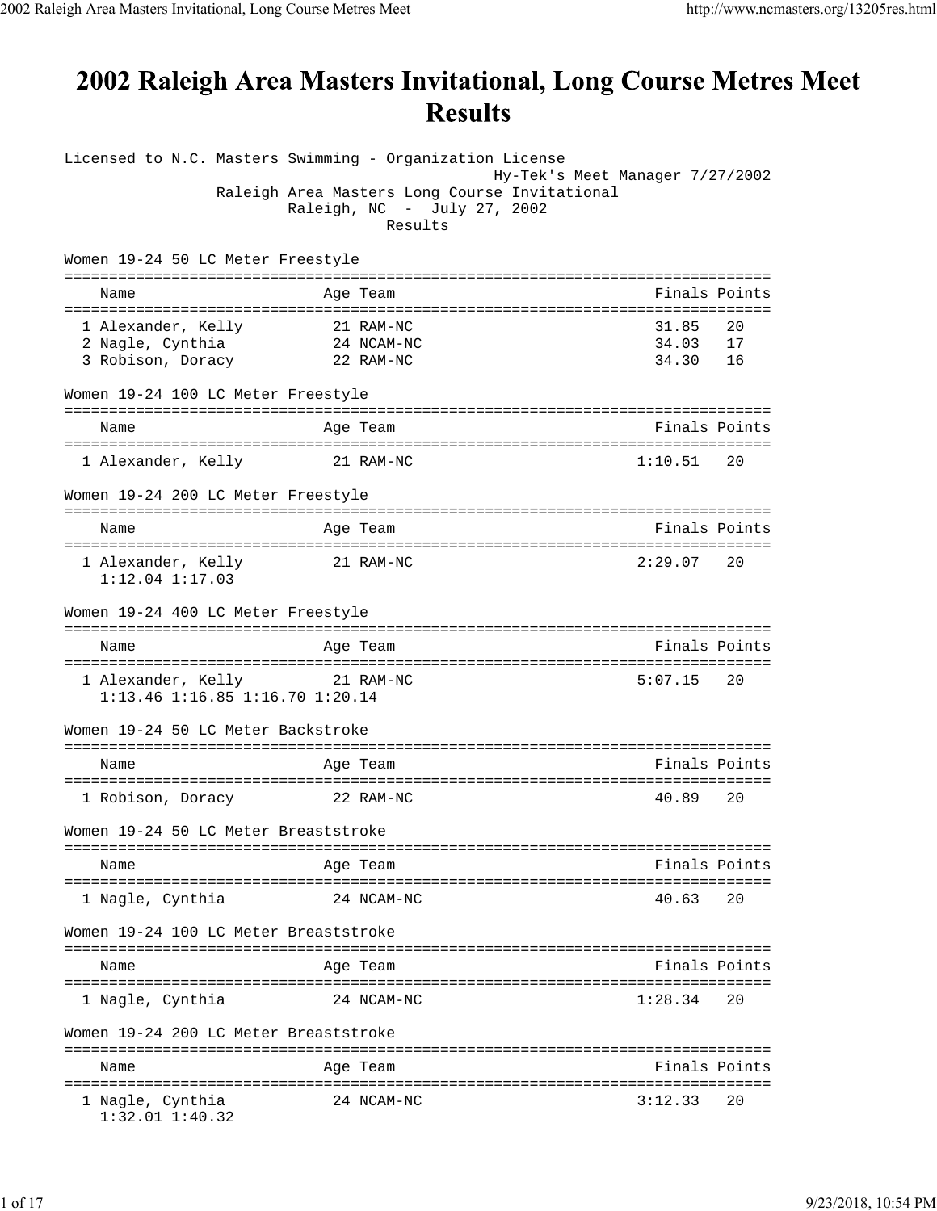# 2002 Raleigh Area Masters Invitational, Long Course Metres Meet Results

Licensed to N.C. Masters Swimming - Organization License
Hy-Tek's Meet Manager 7/27/2002
Raleigh Area Masters Long Course Invitational
Raleigh, NC - July 27, 2002
Results

### Women 19-24 50 LC Meter Freestyle

| | Name | Age | Team | Finals | Points |
|---|---|---|---|---|---|
| 1 | Alexander, Kelly | 21 | RAM-NC | 31.85 | 20 |
| 2 | Nagle, Cynthia | 24 | NCAM-NC | 34.03 | 17 |
| 3 | Robison, Doracy | 22 | RAM-NC | 34.30 | 16 |

### Women 19-24 100 LC Meter Freestyle

| | Name | Age | Team | Finals | Points |
|---|---|---|---|---|---|
| 1 | Alexander, Kelly | 21 | RAM-NC | 1:10.51 | 20 |

### Women 19-24 200 LC Meter Freestyle

| | Name | Age | Team | Finals | Points |
|---|---|---|---|---|---|
| 1 | Alexander, Kelly | 21 | RAM-NC | 2:29.07 | 20 |
| | 1:12.04 1:17.03 | | | | |

### Women 19-24 400 LC Meter Freestyle

| | Name | Age | Team | Finals | Points |
|---|---|---|---|---|---|
| 1 | Alexander, Kelly | 21 | RAM-NC | 5:07.15 | 20 |
| | 1:13.46 1:16.85 1:16.70 1:20.14 | | | | |

### Women 19-24 50 LC Meter Backstroke

| | Name | Age | Team | Finals | Points |
|---|---|---|---|---|---|
| 1 | Robison, Doracy | 22 | RAM-NC | 40.89 | 20 |

### Women 19-24 50 LC Meter Breaststroke

| | Name | Age | Team | Finals | Points |
|---|---|---|---|---|---|
| 1 | Nagle, Cynthia | 24 | NCAM-NC | 40.63 | 20 |

### Women 19-24 100 LC Meter Breaststroke

| | Name | Age | Team | Finals | Points |
|---|---|---|---|---|---|
| 1 | Nagle, Cynthia | 24 | NCAM-NC | 1:28.34 | 20 |

### Women 19-24 200 LC Meter Breaststroke

| | Name | Age | Team | Finals | Points |
|---|---|---|---|---|---|
| 1 | Nagle, Cynthia | 24 | NCAM-NC | 3:12.33 | 20 |
| | 1:32.01 1:40.32 | | | | |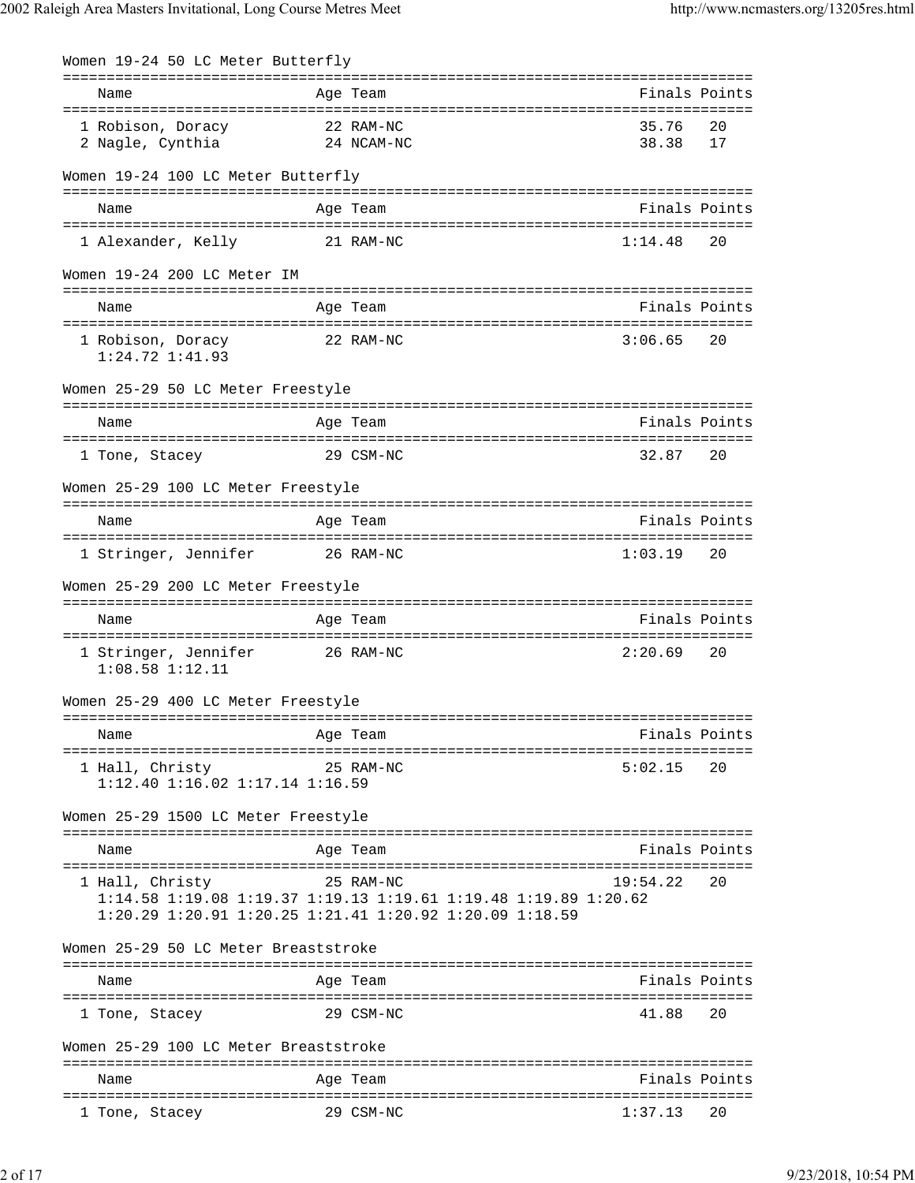## Women 19-24 50 LC Meter Butterfly

| Name | Age | Team | Finals | Points |
|---|---|---|---|---|
| 1 Robison, Doracy | 22 | RAM-NC | 35.76 | 20 |
| 2 Nagle, Cynthia | 24 | NCAM-NC | 38.38 | 17 |

## Women 19-24 100 LC Meter Butterfly

| Name | Age | Team | Finals | Points |
|---|---|---|---|---|
| 1 Alexander, Kelly | 21 | RAM-NC | 1:14.48 | 20 |

## Women 19-24 200 LC Meter IM

| Name | Age | Team | Finals | Points |
|---|---|---|---|---|
| 1 Robison, Doracy | 22 | RAM-NC | 3:06.65 | 20 |
| 1:24.72 1:41.93 | | | | |

## Women 25-29 50 LC Meter Freestyle

| Name | Age | Team | Finals | Points |
|---|---|---|---|---|
| 1 Tone, Stacey | 29 | CSM-NC | 32.87 | 20 |

## Women 25-29 100 LC Meter Freestyle

| Name | Age | Team | Finals | Points |
|---|---|---|---|---|
| 1 Stringer, Jennifer | 26 | RAM-NC | 1:03.19 | 20 |

## Women 25-29 200 LC Meter Freestyle

| Name | Age | Team | Finals | Points |
|---|---|---|---|---|
| 1 Stringer, Jennifer | 26 | RAM-NC | 2:20.69 | 20 |
| 1:08.58 1:12.11 | | | | |

## Women 25-29 400 LC Meter Freestyle

| Name | Age | Team | Finals | Points |
|---|---|---|---|---|
| 1 Hall, Christy | 25 | RAM-NC | 5:02.15 | 20 |
| 1:12.40 1:16.02 1:17.14 1:16.59 | | | | |

## Women 25-29 1500 LC Meter Freestyle

| Name | Age | Team | Finals | Points |
|---|---|---|---|---|
| 1 Hall, Christy | 25 | RAM-NC | 19:54.22 | 20 |
| 1:14.58 1:19.08 1:19.37 1:19.13 1:19.61 1:19.48 1:19.89 1:20.62 | | | | |
| 1:20.29 1:20.91 1:20.25 1:21.41 1:20.92 1:20.09 1:18.59 | | | | |

## Women 25-29 50 LC Meter Breaststroke

| Name | Age | Team | Finals | Points |
|---|---|---|---|---|
| 1 Tone, Stacey | 29 | CSM-NC | 41.88 | 20 |

## Women 25-29 100 LC Meter Breaststroke

| Name | Age | Team | Finals | Points |
|---|---|---|---|---|
| 1 Tone, Stacey | 29 | CSM-NC | 1:37.13 | 20 |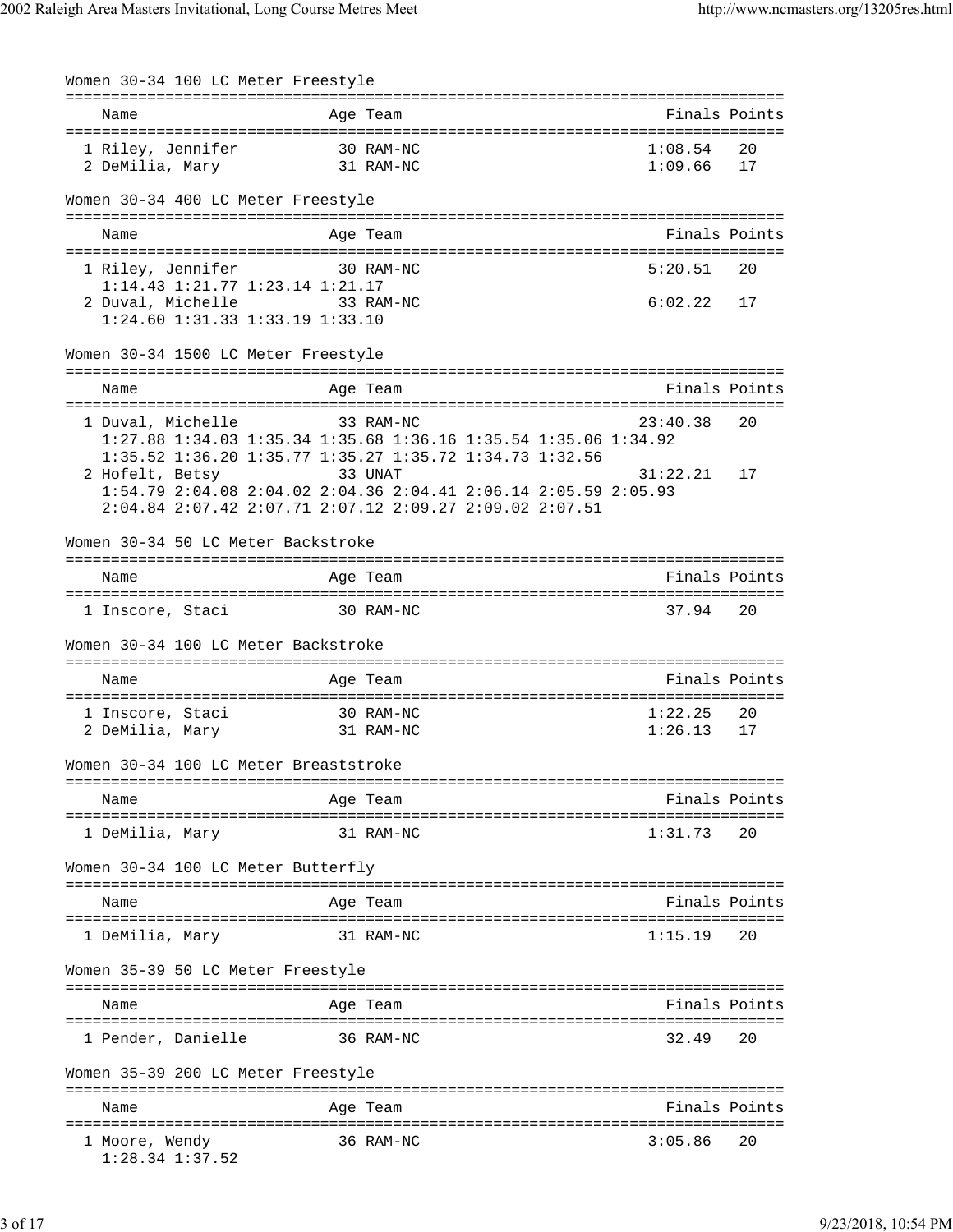### Women 30-34 100 LC Meter Freestyle

| Name | Age | Team | Finals | Points |
|---|---|---|---|---|
| 1 Riley, Jennifer | 30 | RAM-NC | 1:08.54 | 20 |
| 2 DeMilia, Mary | 31 | RAM-NC | 1:09.66 | 17 |

### Women 30-34 400 LC Meter Freestyle

| Name | Age | Team | Finals | Points |
|---|---|---|---|---|
| 1 Riley, Jennifer | 30 | RAM-NC | 5:20.51 | 20 |
| 1:14.43 1:21.77 1:23.14 1:21.17 | | | | |
| 2 Duval, Michelle | 33 | RAM-NC | 6:02.22 | 17 |
| 1:24.60 1:31.33 1:33.19 1:33.10 | | | | |

### Women 30-34 1500 LC Meter Freestyle

| Name | Age | Team | Finals | Points |
|---|---|---|---|---|
| 1 Duval, Michelle | 33 | RAM-NC | 23:40.38 | 20 |
| 1:27.88 1:34.03 1:35.34 1:35.68 1:36.16 1:35.54 1:35.06 1:34.92 | | | | |
| 1:35.52 1:36.20 1:35.77 1:35.27 1:35.72 1:34.73 1:32.56 | | | | |
| 2 Hofelt, Betsy | 33 | UNAT | 31:22.21 | 17 |
| 1:54.79 2:04.08 2:04.02 2:04.36 2:04.41 2:06.14 2:05.59 2:05.93 | | | | |
| 2:04.84 2:07.42 2:07.71 2:07.12 2:09.27 2:09.02 2:07.51 | | | | |

### Women 30-34 50 LC Meter Backstroke

| Name | Age | Team | Finals | Points |
|---|---|---|---|---|
| 1 Inscore, Staci | 30 | RAM-NC | 37.94 | 20 |

### Women 30-34 100 LC Meter Backstroke

| Name | Age | Team | Finals | Points |
|---|---|---|---|---|
| 1 Inscore, Staci | 30 | RAM-NC | 1:22.25 | 20 |
| 2 DeMilia, Mary | 31 | RAM-NC | 1:26.13 | 17 |

### Women 30-34 100 LC Meter Breaststroke

| Name | Age | Team | Finals | Points |
|---|---|---|---|---|
| 1 DeMilia, Mary | 31 | RAM-NC | 1:31.73 | 20 |

### Women 30-34 100 LC Meter Butterfly

| Name | Age | Team | Finals | Points |
|---|---|---|---|---|
| 1 DeMilia, Mary | 31 | RAM-NC | 1:15.19 | 20 |

### Women 35-39 50 LC Meter Freestyle

| Name | Age | Team | Finals | Points |
|---|---|---|---|---|
| 1 Pender, Danielle | 36 | RAM-NC | 32.49 | 20 |

### Women 35-39 200 LC Meter Freestyle

| Name | Age | Team | Finals | Points |
|---|---|---|---|---|
| 1 Moore, Wendy | 36 | RAM-NC | 3:05.86 | 20 |
| 1:28.34 1:37.52 | | | | |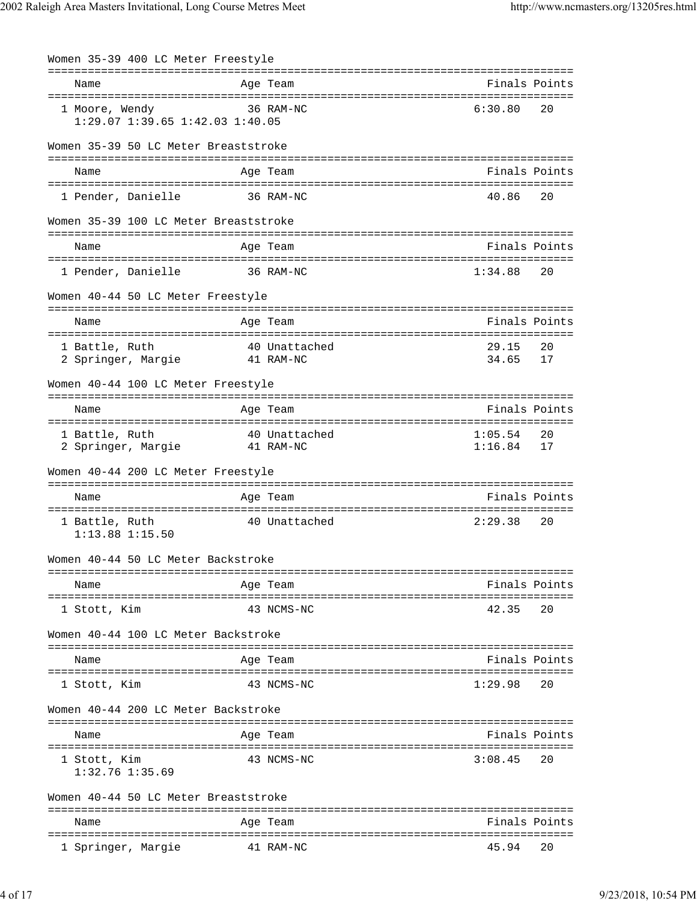## Women 35-39 400 LC Meter Freestyle

| Name | Age | Team | Finals | Points |
|---|---|---|---|---|
| 1 Moore, Wendy | 36 | RAM-NC | 6:30.80 | 20 |
| 1:29.07 1:39.65 1:42.03 1:40.05 | | | | |

## Women 35-39 50 LC Meter Breaststroke

| Name | Age | Team | Finals | Points |
|---|---|---|---|---|
| 1 Pender, Danielle | 36 | RAM-NC | 40.86 | 20 |

## Women 35-39 100 LC Meter Breaststroke

| Name | Age | Team | Finals | Points |
|---|---|---|---|---|
| 1 Pender, Danielle | 36 | RAM-NC | 1:34.88 | 20 |

## Women 40-44 50 LC Meter Freestyle

| Name | Age | Team | Finals | Points |
|---|---|---|---|---|
| 1 Battle, Ruth | 40 | Unattached | 29.15 | 20 |
| 2 Springer, Margie | 41 | RAM-NC | 34.65 | 17 |

## Women 40-44 100 LC Meter Freestyle

| Name | Age | Team | Finals | Points |
|---|---|---|---|---|
| 1 Battle, Ruth | 40 | Unattached | 1:05.54 | 20 |
| 2 Springer, Margie | 41 | RAM-NC | 1:16.84 | 17 |

## Women 40-44 200 LC Meter Freestyle

| Name | Age | Team | Finals | Points |
|---|---|---|---|---|
| 1 Battle, Ruth | 40 | Unattached | 2:29.38 | 20 |
| 1:13.88 1:15.50 | | | | |

## Women 40-44 50 LC Meter Backstroke

| Name | Age | Team | Finals | Points |
|---|---|---|---|---|
| 1 Stott, Kim | 43 | NCMS-NC | 42.35 | 20 |

## Women 40-44 100 LC Meter Backstroke

| Name | Age | Team | Finals | Points |
|---|---|---|---|---|
| 1 Stott, Kim | 43 | NCMS-NC | 1:29.98 | 20 |

## Women 40-44 200 LC Meter Backstroke

| Name | Age | Team | Finals | Points |
|---|---|---|---|---|
| 1 Stott, Kim | 43 | NCMS-NC | 3:08.45 | 20 |
| 1:32.76 1:35.69 | | | | |

## Women 40-44 50 LC Meter Breaststroke

| Name | Age | Team | Finals | Points |
|---|---|---|---|---|
| 1 Springer, Margie | 41 | RAM-NC | 45.94 | 20 |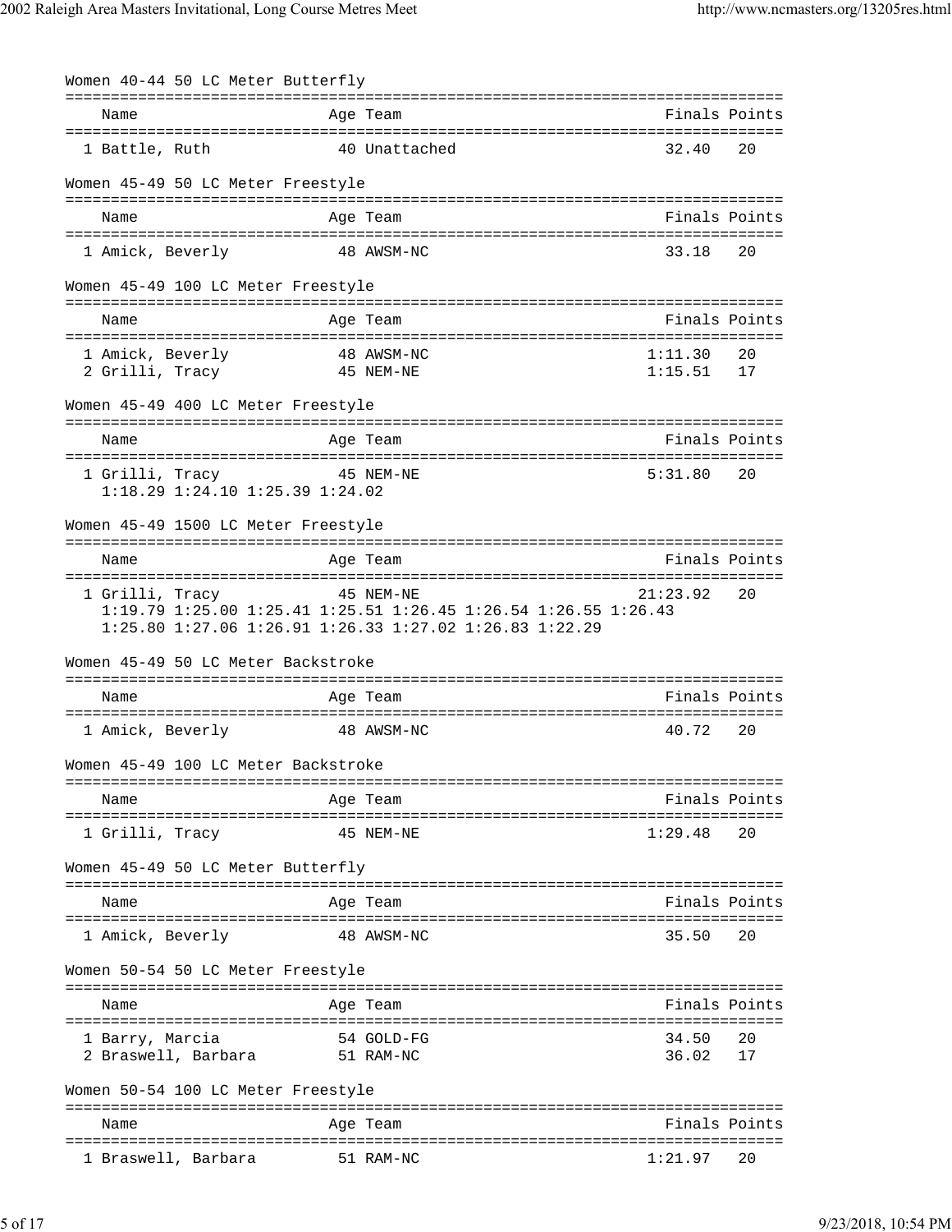### Women 40-44 50 LC Meter Butterfly

| Name | Age | Team | Finals | Points |
|---|---|---|---|---|
| 1 Battle, Ruth | 40 | Unattached | 32.40 | 20 |

### Women 45-49 50 LC Meter Freestyle

| Name | Age | Team | Finals | Points |
|---|---|---|---|---|
| 1 Amick, Beverly | 48 | AWSM-NC | 33.18 | 20 |

### Women 45-49 100 LC Meter Freestyle

| Name | Age | Team | Finals | Points |
|---|---|---|---|---|
| 1 Amick, Beverly | 48 | AWSM-NC | 1:11.30 | 20 |
| 2 Grilli, Tracy | 45 | NEM-NE | 1:15.51 | 17 |

### Women 45-49 400 LC Meter Freestyle

| Name | Age | Team | Finals | Points |
|---|---|---|---|---|
| 1 Grilli, Tracy | 45 | NEM-NE | 5:31.80 | 20 |

1:18.29 1:24.10 1:25.39 1:24.02

### Women 45-49 1500 LC Meter Freestyle

| Name | Age | Team | Finals | Points |
|---|---|---|---|---|
| 1 Grilli, Tracy | 45 | NEM-NE | 21:23.92 | 20 |

1:19.79 1:25.00 1:25.41 1:25.51 1:26.45 1:26.54 1:26.55 1:26.43
1:25.80 1:27.06 1:26.91 1:26.33 1:27.02 1:26.83 1:22.29

### Women 45-49 50 LC Meter Backstroke

| Name | Age | Team | Finals | Points |
|---|---|---|---|---|
| 1 Amick, Beverly | 48 | AWSM-NC | 40.72 | 20 |

### Women 45-49 100 LC Meter Backstroke

| Name | Age | Team | Finals | Points |
|---|---|---|---|---|
| 1 Grilli, Tracy | 45 | NEM-NE | 1:29.48 | 20 |

### Women 45-49 50 LC Meter Butterfly

| Name | Age | Team | Finals | Points |
|---|---|---|---|---|
| 1 Amick, Beverly | 48 | AWSM-NC | 35.50 | 20 |

### Women 50-54 50 LC Meter Freestyle

| Name | Age | Team | Finals | Points |
|---|---|---|---|---|
| 1 Barry, Marcia | 54 | GOLD-FG | 34.50 | 20 |
| 2 Braswell, Barbara | 51 | RAM-NC | 36.02 | 17 |

### Women 50-54 100 LC Meter Freestyle

| Name | Age | Team | Finals | Points |
|---|---|---|---|---|
| 1 Braswell, Barbara | 51 | RAM-NC | 1:21.97 | 20 |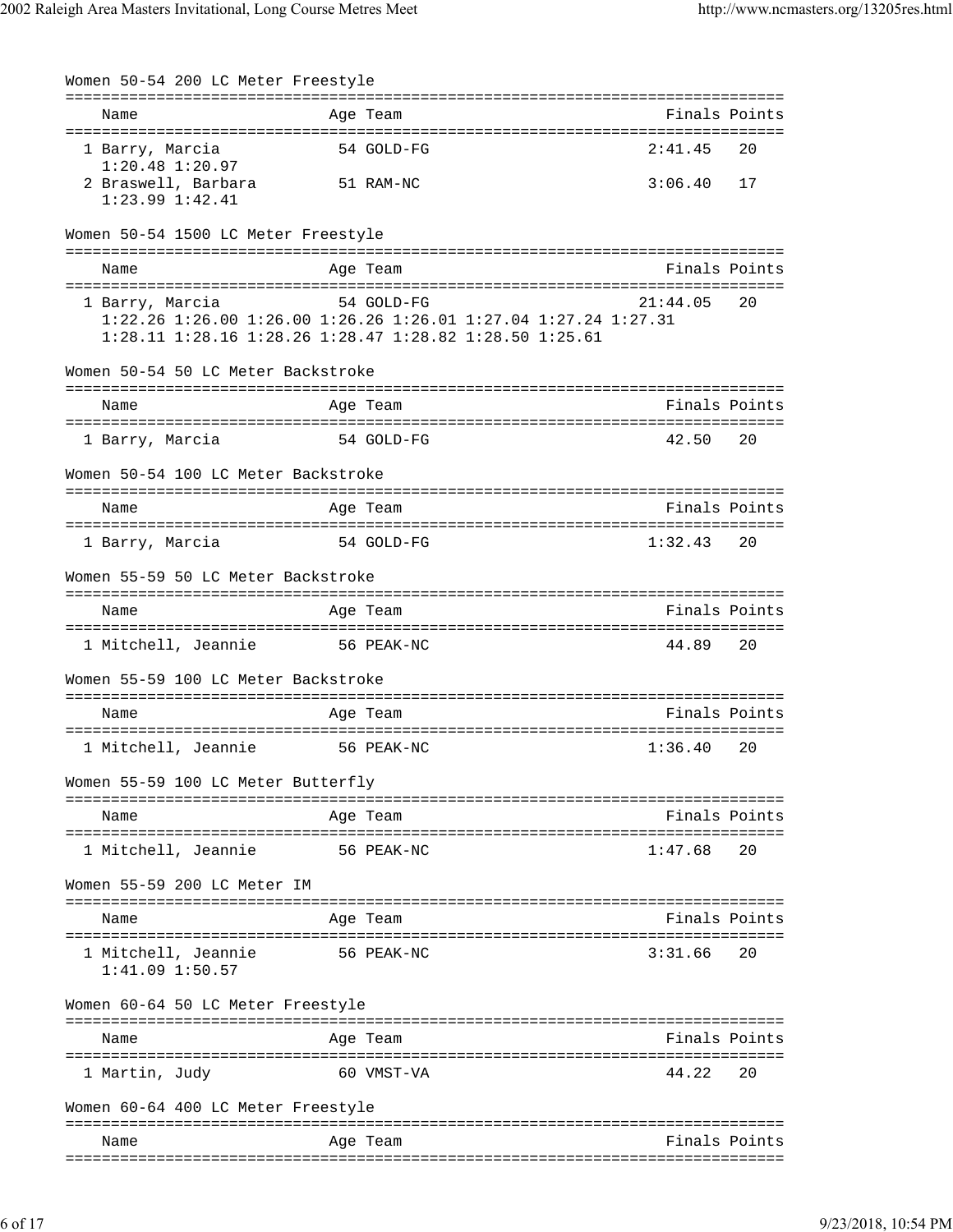### Women 50-54 200 LC Meter Freestyle

| Name | Age | Team | Finals | Points |
|---|---|---|---|---|
| 1 Barry, Marcia | 54 | GOLD-FG | 2:41.45 | 20 |
| 1:20.48 1:20.97 | | | | |
| 2 Braswell, Barbara | 51 | RAM-NC | 3:06.40 | 17 |
| 1:23.99 1:42.41 | | | | |

### Women 50-54 1500 LC Meter Freestyle

| Name | Age | Team | Finals | Points |
|---|---|---|---|---|
| 1 Barry, Marcia | 54 | GOLD-FG | 21:44.05 | 20 |
| 1:22.26 1:26.00 1:26.00 1:26.26 1:26.01 1:27.04 1:27.24 1:27.31 | | | | |
| 1:28.11 1:28.16 1:28.26 1:28.47 1:28.82 1:28.50 1:25.61 | | | | |

### Women 50-54 50 LC Meter Backstroke

| Name | Age | Team | Finals | Points |
|---|---|---|---|---|
| 1 Barry, Marcia | 54 | GOLD-FG | 42.50 | 20 |

### Women 50-54 100 LC Meter Backstroke

| Name | Age | Team | Finals | Points |
|---|---|---|---|---|
| 1 Barry, Marcia | 54 | GOLD-FG | 1:32.43 | 20 |

### Women 55-59 50 LC Meter Backstroke

| Name | Age | Team | Finals | Points |
|---|---|---|---|---|
| 1 Mitchell, Jeannie | 56 | PEAK-NC | 44.89 | 20 |

### Women 55-59 100 LC Meter Backstroke

| Name | Age | Team | Finals | Points |
|---|---|---|---|---|
| 1 Mitchell, Jeannie | 56 | PEAK-NC | 1:36.40 | 20 |

### Women 55-59 100 LC Meter Butterfly

| Name | Age | Team | Finals | Points |
|---|---|---|---|---|
| 1 Mitchell, Jeannie | 56 | PEAK-NC | 1:47.68 | 20 |

### Women 55-59 200 LC Meter IM

| Name | Age | Team | Finals | Points |
|---|---|---|---|---|
| 1 Mitchell, Jeannie | 56 | PEAK-NC | 3:31.66 | 20 |
| 1:41.09 1:50.57 | | | | |

### Women 60-64 50 LC Meter Freestyle

| Name | Age | Team | Finals | Points |
|---|---|---|---|---|
| 1 Martin, Judy | 60 | VMST-VA | 44.22 | 20 |

### Women 60-64 400 LC Meter Freestyle

| Name | Age | Team | Finals | Points |
|---|---|---|---|---|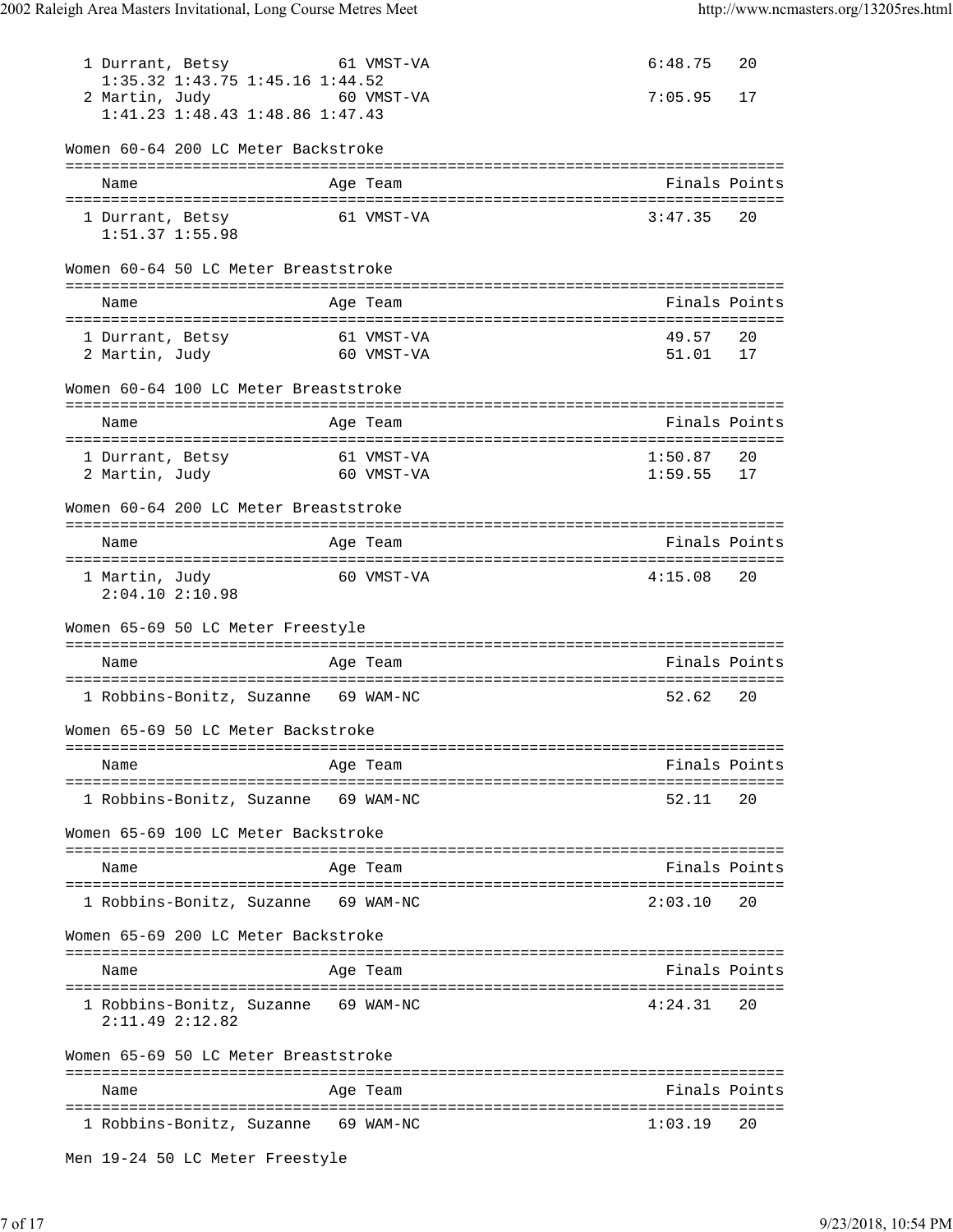| Name | Age | Team | Finals | Points |
|---|---|---|---|---|
| 1 Durrant, Betsy | 61 | VMST-VA | 6:48.75 | 20 |
| 1:35.32 1:43.75 1:45.16 1:44.52 | | | | |
| 2 Martin, Judy | 60 | VMST-VA | 7:05.95 | 17 |
| 1:41.23 1:48.43 1:48.86 1:47.43 | | | | |

Women 60-64 200 LC Meter Backstroke

| Name | Age | Team | Finals | Points |
|---|---|---|---|---|
| 1 Durrant, Betsy | 61 | VMST-VA | 3:47.35 | 20 |
| 1:51.37 1:55.98 | | | | |

Women 60-64 50 LC Meter Breaststroke

| Name | Age | Team | Finals | Points |
|---|---|---|---|---|
| 1 Durrant, Betsy | 61 | VMST-VA | 49.57 | 20 |
| 2 Martin, Judy | 60 | VMST-VA | 51.01 | 17 |

Women 60-64 100 LC Meter Breaststroke

| Name | Age | Team | Finals | Points |
|---|---|---|---|---|
| 1 Durrant, Betsy | 61 | VMST-VA | 1:50.87 | 20 |
| 2 Martin, Judy | 60 | VMST-VA | 1:59.55 | 17 |

Women 60-64 200 LC Meter Breaststroke

| Name | Age | Team | Finals | Points |
|---|---|---|---|---|
| 1 Martin, Judy | 60 | VMST-VA | 4:15.08 | 20 |
| 2:04.10 2:10.98 | | | | |

Women 65-69 50 LC Meter Freestyle

| Name | Age | Team | Finals | Points |
|---|---|---|---|---|
| 1 Robbins-Bonitz, Suzanne | 69 | WAM-NC | 52.62 | 20 |

Women 65-69 50 LC Meter Backstroke

| Name | Age | Team | Finals | Points |
|---|---|---|---|---|
| 1 Robbins-Bonitz, Suzanne | 69 | WAM-NC | 52.11 | 20 |

Women 65-69 100 LC Meter Backstroke

| Name | Age | Team | Finals | Points |
|---|---|---|---|---|
| 1 Robbins-Bonitz, Suzanne | 69 | WAM-NC | 2:03.10 | 20 |

Women 65-69 200 LC Meter Backstroke

| Name | Age | Team | Finals | Points |
|---|---|---|---|---|
| 1 Robbins-Bonitz, Suzanne | 69 | WAM-NC | 4:24.31 | 20 |
| 2:11.49 2:12.82 | | | | |

Women 65-69 50 LC Meter Breaststroke

| Name | Age | Team | Finals | Points |
|---|---|---|---|---|
| 1 Robbins-Bonitz, Suzanne | 69 | WAM-NC | 1:03.19 | 20 |

Men 19-24 50 LC Meter Freestyle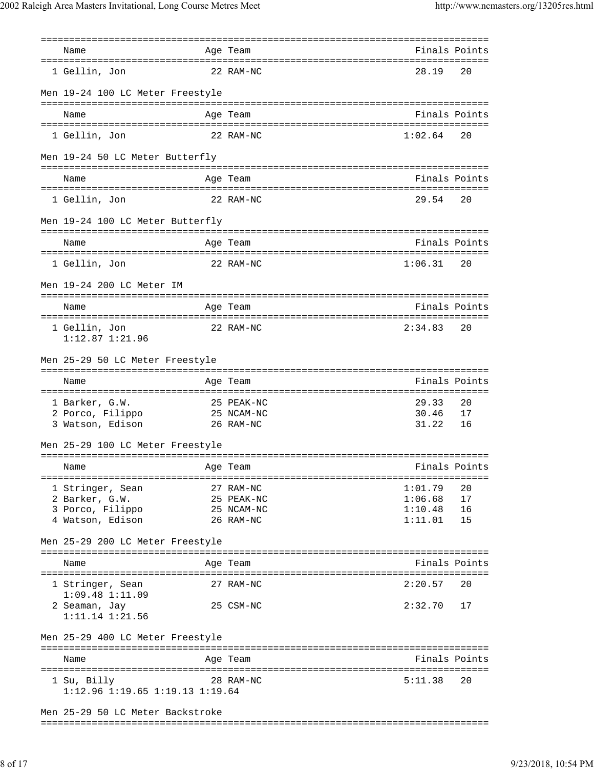| Name | Age | Team | Finals | Points |
|---|---|---|---|---|
| 1 Gellin, Jon | 22 | RAM-NC | 28.19 | 20 |

### Men 19-24 100 LC Meter Freestyle

| Name | Age | Team | Finals | Points |
|---|---|---|---|---|
| 1 Gellin, Jon | 22 | RAM-NC | 1:02.64 | 20 |

### Men 19-24 50 LC Meter Butterfly

| Name | Age | Team | Finals | Points |
|---|---|---|---|---|
| 1 Gellin, Jon | 22 | RAM-NC | 29.54 | 20 |

### Men 19-24 100 LC Meter Butterfly

| Name | Age | Team | Finals | Points |
|---|---|---|---|---|
| 1 Gellin, Jon | 22 | RAM-NC | 1:06.31 | 20 |

### Men 19-24 200 LC Meter IM

| Name | Age | Team | Finals | Points |
|---|---|---|---|---|
| 1 Gellin, Jon | 22 | RAM-NC | 2:34.83 | 20 |
| 1:12.87 1:21.96 | | | | |

### Men 25-29 50 LC Meter Freestyle

| Name | Age | Team | Finals | Points |
|---|---|---|---|---|
| 1 Barker, G.W. | 25 | PEAK-NC | 29.33 | 20 |
| 2 Porco, Filippo | 25 | NCAM-NC | 30.46 | 17 |
| 3 Watson, Edison | 26 | RAM-NC | 31.22 | 16 |

### Men 25-29 100 LC Meter Freestyle

| Name | Age | Team | Finals | Points |
|---|---|---|---|---|
| 1 Stringer, Sean | 27 | RAM-NC | 1:01.79 | 20 |
| 2 Barker, G.W. | 25 | PEAK-NC | 1:06.68 | 17 |
| 3 Porco, Filippo | 25 | NCAM-NC | 1:10.48 | 16 |
| 4 Watson, Edison | 26 | RAM-NC | 1:11.01 | 15 |

### Men 25-29 200 LC Meter Freestyle

| Name | Age | Team | Finals | Points |
|---|---|---|---|---|
| 1 Stringer, Sean | 27 | RAM-NC | 2:20.57 | 20 |
| 1:09.48 1:11.09 | | | | |
| 2 Seaman, Jay | 25 | CSM-NC | 2:32.70 | 17 |
| 1:11.14 1:21.56 | | | | |

### Men 25-29 400 LC Meter Freestyle

| Name | Age | Team | Finals | Points |
|---|---|---|---|---|
| 1 Su, Billy | 28 | RAM-NC | 5:11.38 | 20 |
| 1:12.96 1:19.65 1:19.13 1:19.64 | | | | |

### Men 25-29 50 LC Meter Backstroke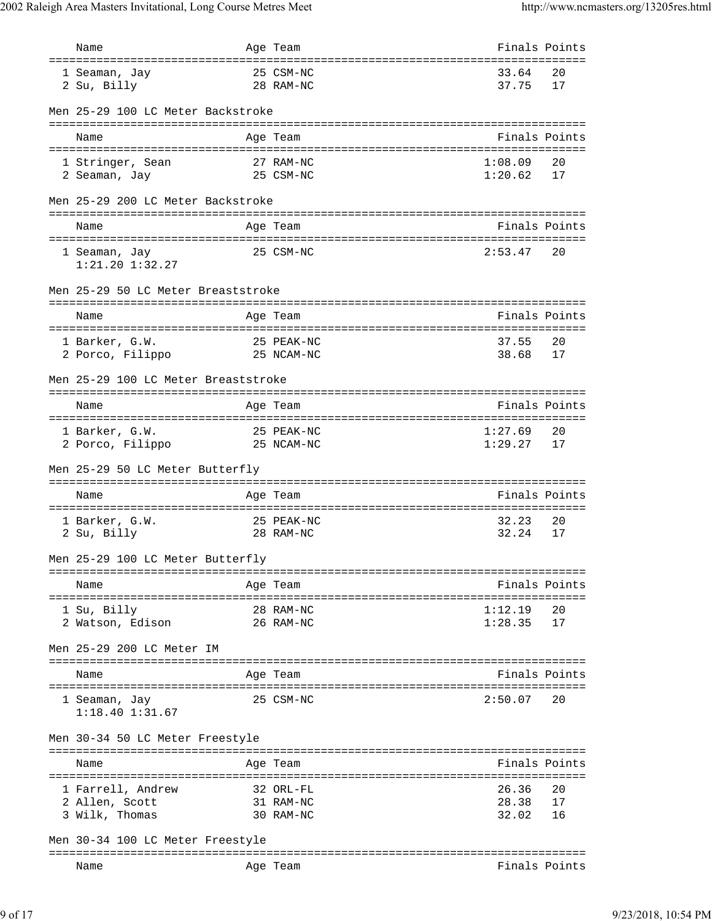| Name | Age | Team | Finals | Points |
|---|---|---|---|---|
| 1 Seaman, Jay | 25 | CSM-NC | 33.64 | 20 |
| 2 Su, Billy | 28 | RAM-NC | 37.75 | 17 |

### Men 25-29 100 LC Meter Backstroke

| Name | Age | Team | Finals | Points |
|---|---|---|---|---|
| 1 Stringer, Sean | 27 | RAM-NC | 1:08.09 | 20 |
| 2 Seaman, Jay | 25 | CSM-NC | 1:20.62 | 17 |

### Men 25-29 200 LC Meter Backstroke

| Name | Age | Team | Finals | Points |
|---|---|---|---|---|
| 1 Seaman, Jay | 25 | CSM-NC | 2:53.47 | 20 |
| 1:21.20 1:32.27 | | | | |

### Men 25-29 50 LC Meter Breaststroke

| Name | Age | Team | Finals | Points |
|---|---|---|---|---|
| 1 Barker, G.W. | 25 | PEAK-NC | 37.55 | 20 |
| 2 Porco, Filippo | 25 | NCAM-NC | 38.68 | 17 |

### Men 25-29 100 LC Meter Breaststroke

| Name | Age | Team | Finals | Points |
|---|---|---|---|---|
| 1 Barker, G.W. | 25 | PEAK-NC | 1:27.69 | 20 |
| 2 Porco, Filippo | 25 | NCAM-NC | 1:29.27 | 17 |

### Men 25-29 50 LC Meter Butterfly

| Name | Age | Team | Finals | Points |
|---|---|---|---|---|
| 1 Barker, G.W. | 25 | PEAK-NC | 32.23 | 20 |
| 2 Su, Billy | 28 | RAM-NC | 32.24 | 17 |

### Men 25-29 100 LC Meter Butterfly

| Name | Age | Team | Finals | Points |
|---|---|---|---|---|
| 1 Su, Billy | 28 | RAM-NC | 1:12.19 | 20 |
| 2 Watson, Edison | 26 | RAM-NC | 1:28.35 | 17 |

### Men 25-29 200 LC Meter IM

| Name | Age | Team | Finals | Points |
|---|---|---|---|---|
| 1 Seaman, Jay | 25 | CSM-NC | 2:50.07 | 20 |
| 1:18.40 1:31.67 | | | | |

### Men 30-34 50 LC Meter Freestyle

| Name | Age | Team | Finals | Points |
|---|---|---|---|---|
| 1 Farrell, Andrew | 32 | ORL-FL | 26.36 | 20 |
| 2 Allen, Scott | 31 | RAM-NC | 28.38 | 17 |
| 3 Wilk, Thomas | 30 | RAM-NC | 32.02 | 16 |

### Men 30-34 100 LC Meter Freestyle

| Name | Age | Team | Finals | Points |
|---|---|---|---|---|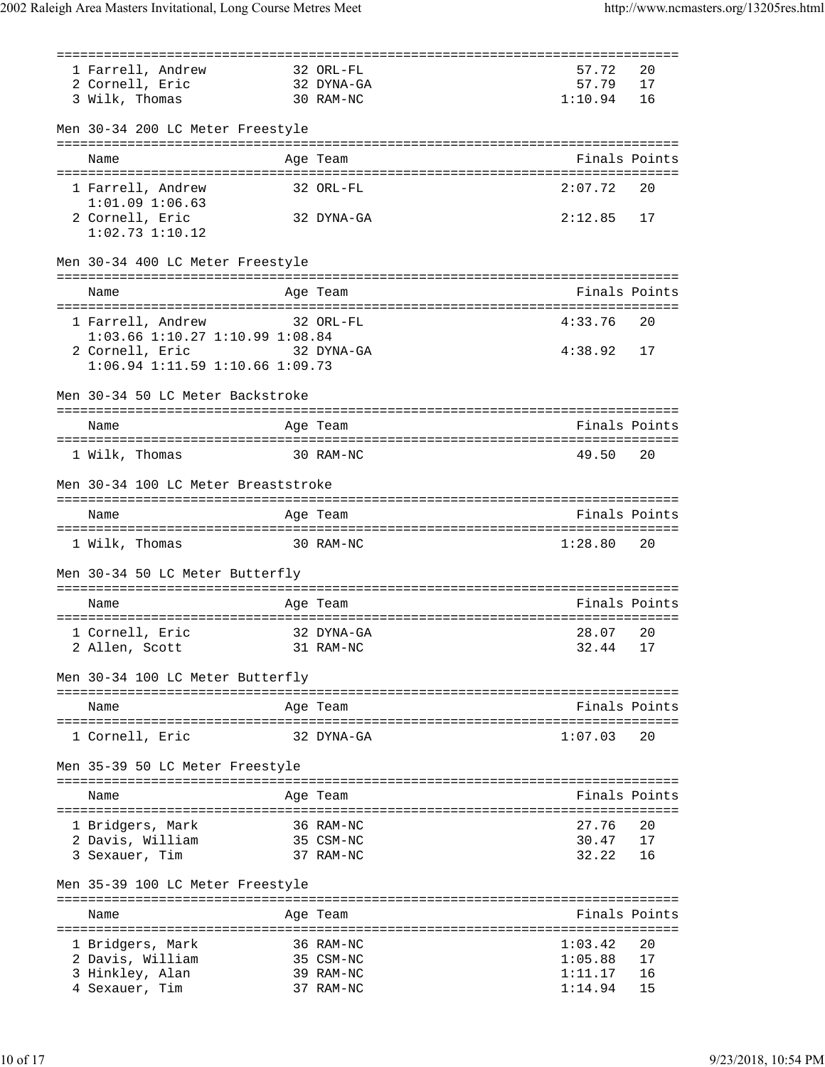| | Name | Age | Team | Finals | Points |
|---|---|---|---|---|---|
| 1 | Farrell, Andrew | 32 | ORL-FL | 57.72 | 20 |
| 2 | Cornell, Eric | 32 | DYNA-GA | 57.79 | 17 |
| 3 | Wilk, Thomas | 30 | RAM-NC | 1:10.94 | 16 |

### Men 30-34 200 LC Meter Freestyle

| | Name | Age | Team | Finals | Points |
|---|---|---|---|---|---|
| 1 | Farrell, Andrew | 32 | ORL-FL | 2:07.72 | 20 |
| | 1:01.09 1:06.63 | | | | |
| 2 | Cornell, Eric | 32 | DYNA-GA | 2:12.85 | 17 |
| | 1:02.73 1:10.12 | | | | |

### Men 30-34 400 LC Meter Freestyle

| | Name | Age | Team | Finals | Points |
|---|---|---|---|---|---|
| 1 | Farrell, Andrew | 32 | ORL-FL | 4:33.76 | 20 |
| | 1:03.66 1:10.27 1:10.99 1:08.84 | | | | |
| 2 | Cornell, Eric | 32 | DYNA-GA | 4:38.92 | 17 |
| | 1:06.94 1:11.59 1:10.66 1:09.73 | | | | |

### Men 30-34 50 LC Meter Backstroke

| | Name | Age | Team | Finals | Points |
|---|---|---|---|---|---|
| 1 | Wilk, Thomas | 30 | RAM-NC | 49.50 | 20 |

### Men 30-34 100 LC Meter Breaststroke

| | Name | Age | Team | Finals | Points |
|---|---|---|---|---|---|
| 1 | Wilk, Thomas | 30 | RAM-NC | 1:28.80 | 20 |

### Men 30-34 50 LC Meter Butterfly

| | Name | Age | Team | Finals | Points |
|---|---|---|---|---|---|
| 1 | Cornell, Eric | 32 | DYNA-GA | 28.07 | 20 |
| 2 | Allen, Scott | 31 | RAM-NC | 32.44 | 17 |

### Men 30-34 100 LC Meter Butterfly

| | Name | Age | Team | Finals | Points |
|---|---|---|---|---|---|
| 1 | Cornell, Eric | 32 | DYNA-GA | 1:07.03 | 20 |

### Men 35-39 50 LC Meter Freestyle

| | Name | Age | Team | Finals | Points |
|---|---|---|---|---|---|
| 1 | Bridgers, Mark | 36 | RAM-NC | 27.76 | 20 |
| 2 | Davis, William | 35 | CSM-NC | 30.47 | 17 |
| 3 | Sexauer, Tim | 37 | RAM-NC | 32.22 | 16 |

### Men 35-39 100 LC Meter Freestyle

| | Name | Age | Team | Finals | Points |
|---|---|---|---|---|---|
| 1 | Bridgers, Mark | 36 | RAM-NC | 1:03.42 | 20 |
| 2 | Davis, William | 35 | CSM-NC | 1:05.88 | 17 |
| 3 | Hinkley, Alan | 39 | RAM-NC | 1:11.17 | 16 |
| 4 | Sexauer, Tim | 37 | RAM-NC | 1:14.94 | 15 |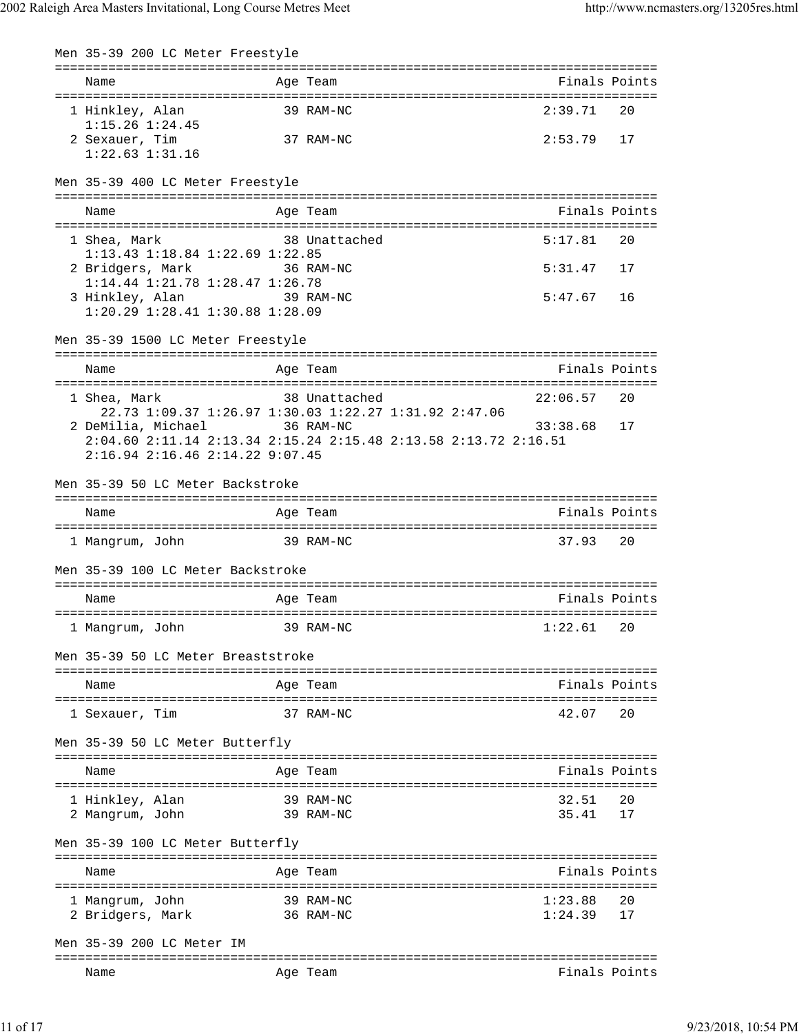### Men 35-39 200 LC Meter Freestyle

| | Name | Age | Team | Finals | Points |
|---|---|---|---|---|---|
| 1 | Hinkley, Alan | 39 | RAM-NC | 2:39.71 | 20 |
| | 1:15.26 1:24.45 | | | | |
| 2 | Sexauer, Tim | 37 | RAM-NC | 2:53.79 | 17 |
| | 1:22.63 1:31.16 | | | | |

### Men 35-39 400 LC Meter Freestyle

| | Name | Age | Team | Finals | Points |
|---|---|---|---|---|---|
| 1 | Shea, Mark | 38 | Unattached | 5:17.81 | 20 |
| | 1:13.43 1:18.84 1:22.69 1:22.85 | | | | |
| 2 | Bridgers, Mark | 36 | RAM-NC | 5:31.47 | 17 |
| | 1:14.44 1:21.78 1:28.47 1:26.78 | | | | |
| 3 | Hinkley, Alan | 39 | RAM-NC | 5:47.67 | 16 |
| | 1:20.29 1:28.41 1:30.88 1:28.09 | | | | |

### Men 35-39 1500 LC Meter Freestyle

| | Name | Age | Team | Finals | Points |
|---|---|---|---|---|---|
| 1 | Shea, Mark | 38 | Unattached | 22:06.57 | 20 |
| | 22.73 1:09.37 1:26.97 1:30.03 1:22.27 1:31.92 2:47.06 | | | | |
| 2 | DeMilia, Michael | 36 | RAM-NC | 33:38.68 | 17 |
| | 2:04.60 2:11.14 2:13.34 2:15.24 2:15.48 2:13.58 2:13.72 2:16.51 2:16.94 2:16.46 2:14.22 9:07.45 | | | | |

### Men 35-39 50 LC Meter Backstroke

| | Name | Age | Team | Finals | Points |
|---|---|---|---|---|---|
| 1 | Mangrum, John | 39 | RAM-NC | 37.93 | 20 |

### Men 35-39 100 LC Meter Backstroke

| | Name | Age | Team | Finals | Points |
|---|---|---|---|---|---|
| 1 | Mangrum, John | 39 | RAM-NC | 1:22.61 | 20 |

### Men 35-39 50 LC Meter Breaststroke

| | Name | Age | Team | Finals | Points |
|---|---|---|---|---|---|
| 1 | Sexauer, Tim | 37 | RAM-NC | 42.07 | 20 |

### Men 35-39 50 LC Meter Butterfly

| | Name | Age | Team | Finals | Points |
|---|---|---|---|---|---|
| 1 | Hinkley, Alan | 39 | RAM-NC | 32.51 | 20 |
| 2 | Mangrum, John | 39 | RAM-NC | 35.41 | 17 |

### Men 35-39 100 LC Meter Butterfly

| | Name | Age | Team | Finals | Points |
|---|---|---|---|---|---|
| 1 | Mangrum, John | 39 | RAM-NC | 1:23.88 | 20 |
| 2 | Bridgers, Mark | 36 | RAM-NC | 1:24.39 | 17 |

### Men 35-39 200 LC Meter IM

| | Name | Age | Team | Finals | Points |
|---|---|---|---|---|---|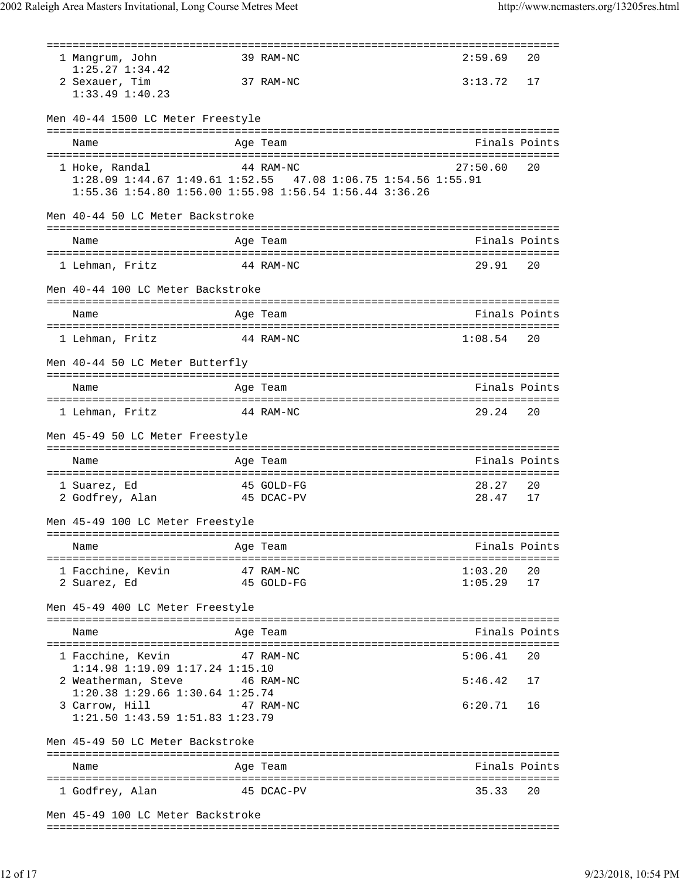| | Name | Age | Team | Finals | Points |
|---|---|---|---|---|---|
| 1 | Mangrum, John | 39 | RAM-NC | 2:59.69 | 20 |
| | 1:25.27 1:34.42 | | | | |
| 2 | Sexauer, Tim | 37 | RAM-NC | 3:13.72 | 17 |
| | 1:33.49 1:40.23 | | | | |

### Men 40-44 1500 LC Meter Freestyle

| | Name | Age | Team | Finals | Points |
|---|---|---|---|---|---|
| 1 | Hoke, Randal | 44 | RAM-NC | 27:50.60 | 20 |
| | 1:28.09 1:44.67 1:49.61 1:52.55 47.08 1:06.75 1:54.56 1:55.91 | | | | |
| | 1:55.36 1:54.80 1:56.00 1:55.98 1:56.54 1:56.44 3:36.26 | | | | |

### Men 40-44 50 LC Meter Backstroke

| | Name | Age | Team | Finals | Points |
|---|---|---|---|---|---|
| 1 | Lehman, Fritz | 44 | RAM-NC | 29.91 | 20 |

### Men 40-44 100 LC Meter Backstroke

| | Name | Age | Team | Finals | Points |
|---|---|---|---|---|---|
| 1 | Lehman, Fritz | 44 | RAM-NC | 1:08.54 | 20 |

### Men 40-44 50 LC Meter Butterfly

| | Name | Age | Team | Finals | Points |
|---|---|---|---|---|---|
| 1 | Lehman, Fritz | 44 | RAM-NC | 29.24 | 20 |

### Men 45-49 50 LC Meter Freestyle

| | Name | Age | Team | Finals | Points |
|---|---|---|---|---|---|
| 1 | Suarez, Ed | 45 | GOLD-FG | 28.27 | 20 |
| 2 | Godfrey, Alan | 45 | DCAC-PV | 28.47 | 17 |

### Men 45-49 100 LC Meter Freestyle

| | Name | Age | Team | Finals | Points |
|---|---|---|---|---|---|
| 1 | Facchine, Kevin | 47 | RAM-NC | 1:03.20 | 20 |
| 2 | Suarez, Ed | 45 | GOLD-FG | 1:05.29 | 17 |

### Men 45-49 400 LC Meter Freestyle

| | Name | Age | Team | Finals | Points |
|---|---|---|---|---|---|
| 1 | Facchine, Kevin | 47 | RAM-NC | 5:06.41 | 20 |
| | 1:14.98 1:19.09 1:17.24 1:15.10 | | | | |
| 2 | Weatherman, Steve | 46 | RAM-NC | 5:46.42 | 17 |
| | 1:20.38 1:29.66 1:30.64 1:25.74 | | | | |
| 3 | Carrow, Hill | 47 | RAM-NC | 6:20.71 | 16 |
| | 1:21.50 1:43.59 1:51.83 1:23.79 | | | | |

### Men 45-49 50 LC Meter Backstroke

| | Name | Age | Team | Finals | Points |
|---|---|---|---|---|---|
| 1 | Godfrey, Alan | 45 | DCAC-PV | 35.33 | 20 |

### Men 45-49 100 LC Meter Backstroke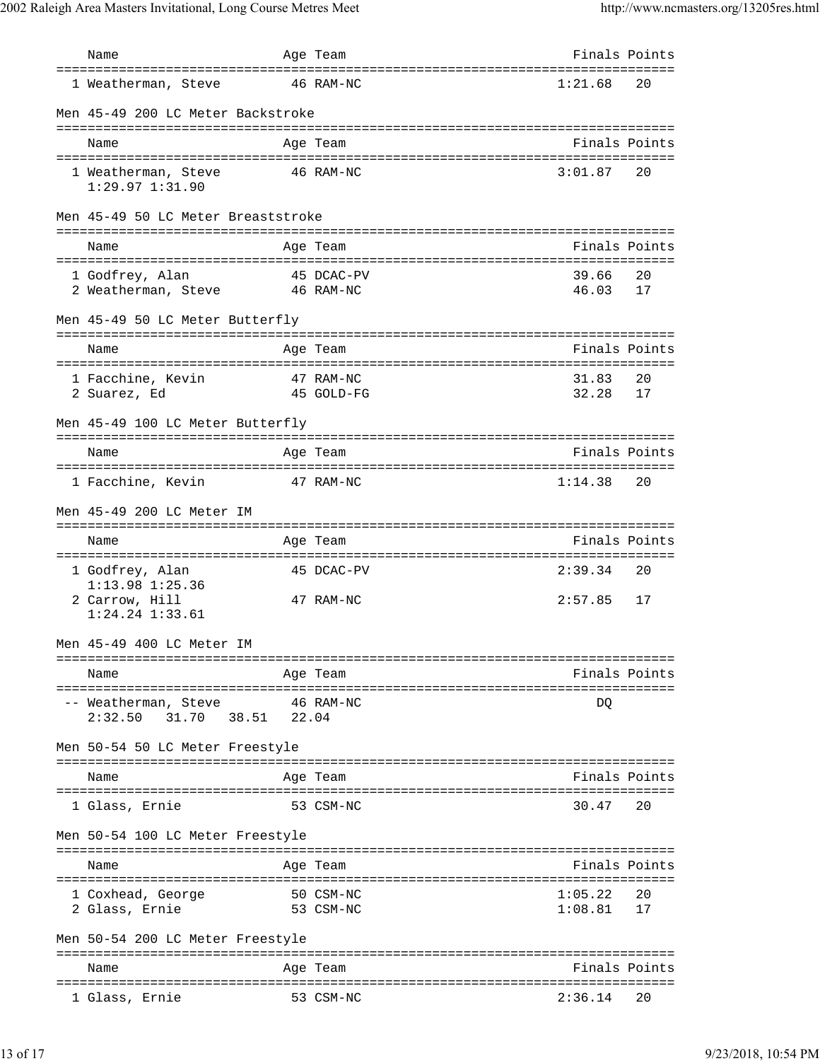| Name | Age | Team | Finals | Points |
|---|---|---|---|---|
| 1 Weatherman, Steve | 46 | RAM-NC | 1:21.68 | 20 |

### Men 45-49 200 LC Meter Backstroke

| Name | Age | Team | Finals | Points |
|---|---|---|---|---|
| 1 Weatherman, Steve | 46 | RAM-NC | 3:01.87 | 20 |
| 1:29.97 1:31.90 | | | | |

### Men 45-49 50 LC Meter Breaststroke

| Name | Age | Team | Finals | Points |
|---|---|---|---|---|
| 1 Godfrey, Alan | 45 | DCAC-PV | 39.66 | 20 |
| 2 Weatherman, Steve | 46 | RAM-NC | 46.03 | 17 |

### Men 45-49 50 LC Meter Butterfly

| Name | Age | Team | Finals | Points |
|---|---|---|---|---|
| 1 Facchine, Kevin | 47 | RAM-NC | 31.83 | 20 |
| 2 Suarez, Ed | 45 | GOLD-FG | 32.28 | 17 |

### Men 45-49 100 LC Meter Butterfly

| Name | Age | Team | Finals | Points |
|---|---|---|---|---|
| 1 Facchine, Kevin | 47 | RAM-NC | 1:14.38 | 20 |

### Men 45-49 200 LC Meter IM

| Name | Age | Team | Finals | Points |
|---|---|---|---|---|
| 1 Godfrey, Alan | 45 | DCAC-PV | 2:39.34 | 20 |
| 1:13.98 1:25.36 | | | | |
| 2 Carrow, Hill | 47 | RAM-NC | 2:57.85 | 17 |
| 1:24.24 1:33.61 | | | | |

### Men 45-49 400 LC Meter IM

| Name | Age | Team | Finals | Points |
|---|---|---|---|---|
| -- Weatherman, Steve | 46 | RAM-NC | DQ | |
| 2:32.50 31.70 38.51 22.04 | | | | |

### Men 50-54 50 LC Meter Freestyle

| Name | Age | Team | Finals | Points |
|---|---|---|---|---|
| 1 Glass, Ernie | 53 | CSM-NC | 30.47 | 20 |

### Men 50-54 100 LC Meter Freestyle

| Name | Age | Team | Finals | Points |
|---|---|---|---|---|
| 1 Coxhead, George | 50 | CSM-NC | 1:05.22 | 20 |
| 2 Glass, Ernie | 53 | CSM-NC | 1:08.81 | 17 |

### Men 50-54 200 LC Meter Freestyle

| Name | Age | Team | Finals | Points |
|---|---|---|---|---|
| 1 Glass, Ernie | 53 | CSM-NC | 2:36.14 | 20 |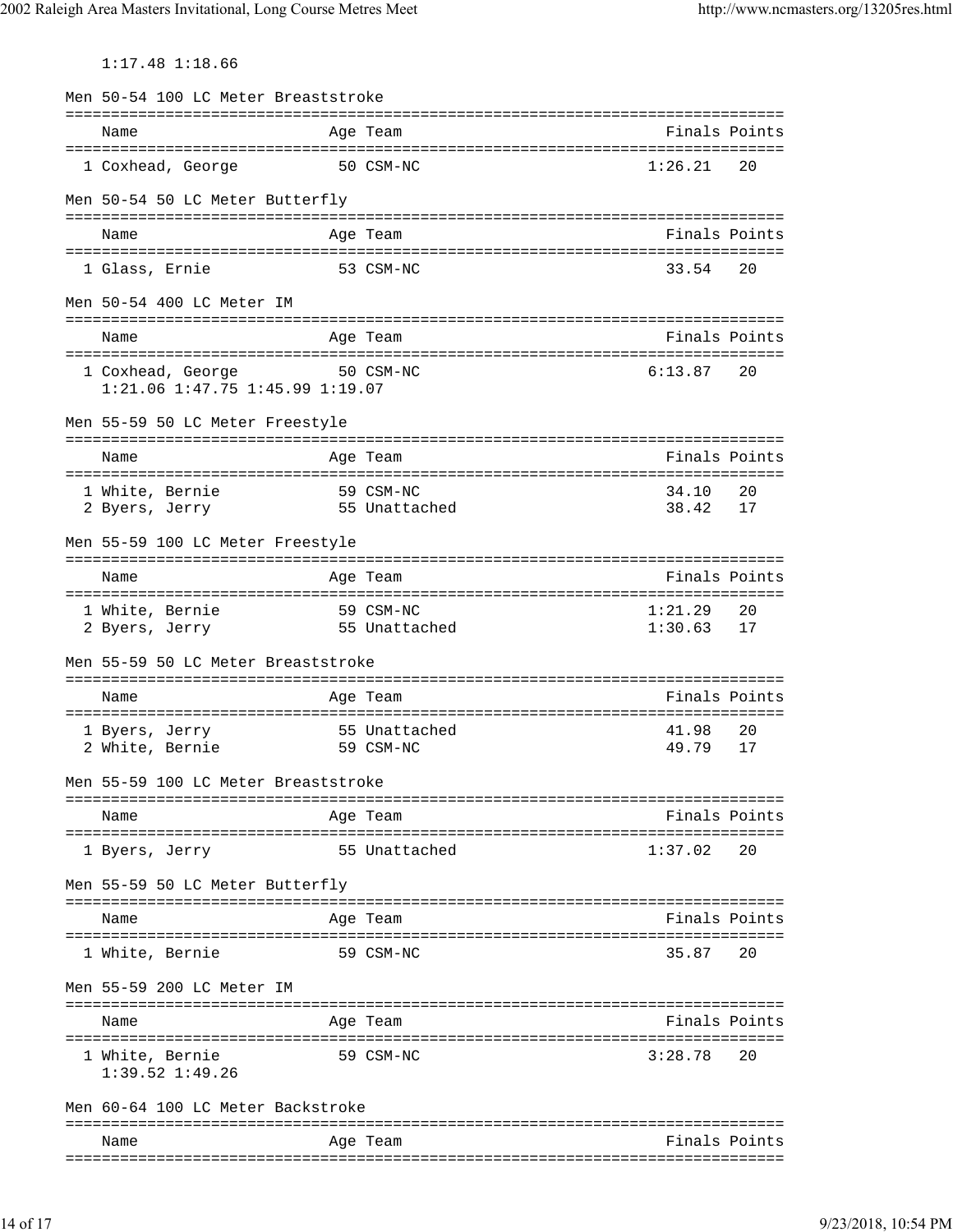1:17.48 1:18.66

### Men 50-54 100 LC Meter Breaststroke

| Name | Age | Team | Finals | Points |
|---|---|---|---|---|
| 1 Coxhead, George | 50 | CSM-NC | 1:26.21 | 20 |

### Men 50-54 50 LC Meter Butterfly

| Name | Age | Team | Finals | Points |
|---|---|---|---|---|
| 1 Glass, Ernie | 53 | CSM-NC | 33.54 | 20 |

### Men 50-54 400 LC Meter IM

| Name | Age | Team | Finals | Points |
|---|---|---|---|---|
| 1 Coxhead, George | 50 | CSM-NC | 6:13.87 | 20 |
| 1:21.06 1:47.75 1:45.99 1:19.07 | | | | |

### Men 55-59 50 LC Meter Freestyle

| Name | Age | Team | Finals | Points |
|---|---|---|---|---|
| 1 White, Bernie | 59 | CSM-NC | 34.10 | 20 |
| 2 Byers, Jerry | 55 | Unattached | 38.42 | 17 |

### Men 55-59 100 LC Meter Freestyle

| Name | Age | Team | Finals | Points |
|---|---|---|---|---|
| 1 White, Bernie | 59 | CSM-NC | 1:21.29 | 20 |
| 2 Byers, Jerry | 55 | Unattached | 1:30.63 | 17 |

### Men 55-59 50 LC Meter Breaststroke

| Name | Age | Team | Finals | Points |
|---|---|---|---|---|
| 1 Byers, Jerry | 55 | Unattached | 41.98 | 20 |
| 2 White, Bernie | 59 | CSM-NC | 49.79 | 17 |

### Men 55-59 100 LC Meter Breaststroke

| Name | Age | Team | Finals | Points |
|---|---|---|---|---|
| 1 Byers, Jerry | 55 | Unattached | 1:37.02 | 20 |

### Men 55-59 50 LC Meter Butterfly

| Name | Age | Team | Finals | Points |
|---|---|---|---|---|
| 1 White, Bernie | 59 | CSM-NC | 35.87 | 20 |

### Men 55-59 200 LC Meter IM

| Name | Age | Team | Finals | Points |
|---|---|---|---|---|
| 1 White, Bernie | 59 | CSM-NC | 3:28.78 | 20 |
| 1:39.52 1:49.26 | | | | |

### Men 60-64 100 LC Meter Backstroke

| Name | Age | Team | Finals | Points |
|---|---|---|---|---|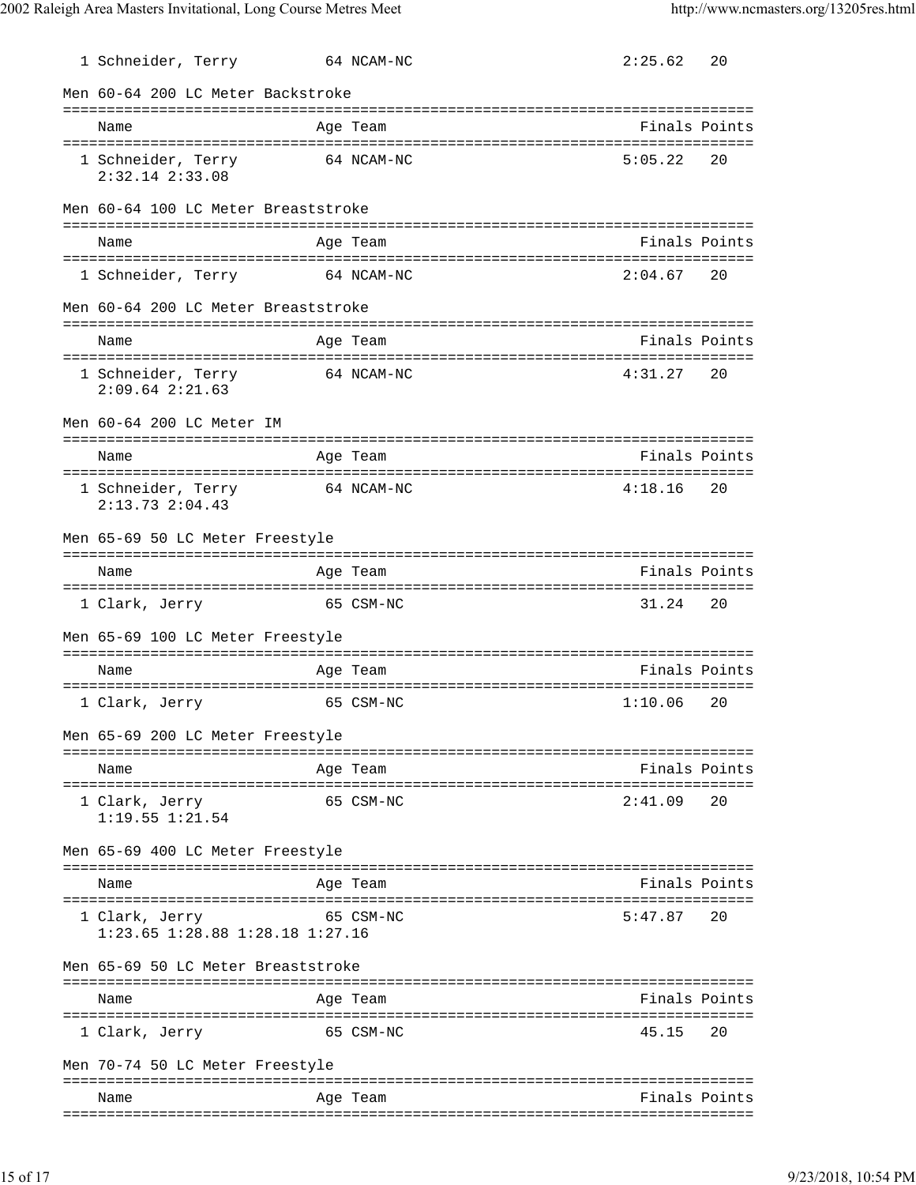| | Name | Age | Team | Finals | Points |
|---|---|---|---|---|---|
| 1 | Schneider, Terry | 64 | NCAM-NC | 2:25.62 | 20 |

Men 60-64 200 LC Meter Backstroke

| | Name | Age | Team | Finals | Points |
|---|---|---|---|---|---|
| 1 | Schneider, Terry | 64 | NCAM-NC | 5:05.22 | 20 |
| | 2:32.14 2:33.08 | | | | |

Men 60-64 100 LC Meter Breaststroke

| | Name | Age | Team | Finals | Points |
|---|---|---|---|---|---|
| 1 | Schneider, Terry | 64 | NCAM-NC | 2:04.67 | 20 |

Men 60-64 200 LC Meter Breaststroke

| | Name | Age | Team | Finals | Points |
|---|---|---|---|---|---|
| 1 | Schneider, Terry | 64 | NCAM-NC | 4:31.27 | 20 |
| | 2:09.64 2:21.63 | | | | |

Men 60-64 200 LC Meter IM

| | Name | Age | Team | Finals | Points |
|---|---|---|---|---|---|
| 1 | Schneider, Terry | 64 | NCAM-NC | 4:18.16 | 20 |
| | 2:13.73 2:04.43 | | | | |

Men 65-69 50 LC Meter Freestyle

| | Name | Age | Team | Finals | Points |
|---|---|---|---|---|---|
| 1 | Clark, Jerry | 65 | CSM-NC | 31.24 | 20 |

Men 65-69 100 LC Meter Freestyle

| | Name | Age | Team | Finals | Points |
|---|---|---|---|---|---|
| 1 | Clark, Jerry | 65 | CSM-NC | 1:10.06 | 20 |

Men 65-69 200 LC Meter Freestyle

| | Name | Age | Team | Finals | Points |
|---|---|---|---|---|---|
| 1 | Clark, Jerry | 65 | CSM-NC | 2:41.09 | 20 |
| | 1:19.55 1:21.54 | | | | |

Men 65-69 400 LC Meter Freestyle

| | Name | Age | Team | Finals | Points |
|---|---|---|---|---|---|
| 1 | Clark, Jerry | 65 | CSM-NC | 5:47.87 | 20 |
| | 1:23.65 1:28.88 1:28.18 1:27.16 | | | | |

Men 65-69 50 LC Meter Breaststroke

| | Name | Age | Team | Finals | Points |
|---|---|---|---|---|---|
| 1 | Clark, Jerry | 65 | CSM-NC | 45.15 | 20 |

Men 70-74 50 LC Meter Freestyle

| | Name | Age | Team | Finals | Points |
|---|---|---|---|---|---|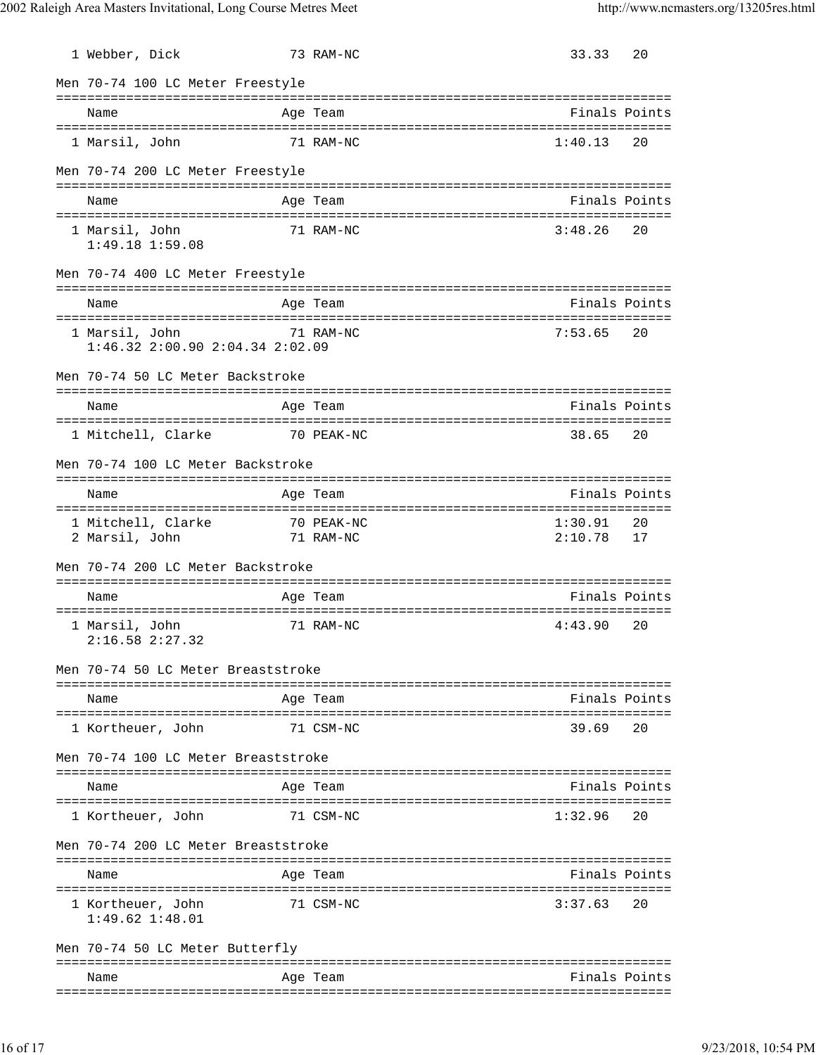| | Name | Age | Team | Finals | Points |
|---|---|---|---|---|---|
| 1 | Webber, Dick | 73 | RAM-NC | 33.33 | 20 |

### Men 70-74 100 LC Meter Freestyle

| | Name | Age | Team | Finals | Points |
|---|---|---|---|---|---|
| 1 | Marsil, John | 71 | RAM-NC | 1:40.13 | 20 |

### Men 70-74 200 LC Meter Freestyle

| | Name | Age | Team | Finals | Points |
|---|---|---|---|---|---|
| 1 | Marsil, John | 71 | RAM-NC | 3:48.26 | 20 |
| | 1:49.18 1:59.08 | | | | |

### Men 70-74 400 LC Meter Freestyle

| | Name | Age | Team | Finals | Points |
|---|---|---|---|---|---|
| 1 | Marsil, John | 71 | RAM-NC | 7:53.65 | 20 |
| | 1:46.32 2:00.90 2:04.34 2:02.09 | | | | |

### Men 70-74 50 LC Meter Backstroke

| | Name | Age | Team | Finals | Points |
|---|---|---|---|---|---|
| 1 | Mitchell, Clarke | 70 | PEAK-NC | 38.65 | 20 |

### Men 70-74 100 LC Meter Backstroke

| | Name | Age | Team | Finals | Points |
|---|---|---|---|---|---|
| 1 | Mitchell, Clarke | 70 | PEAK-NC | 1:30.91 | 20 |
| 2 | Marsil, John | 71 | RAM-NC | 2:10.78 | 17 |

### Men 70-74 200 LC Meter Backstroke

| | Name | Age | Team | Finals | Points |
|---|---|---|---|---|---|
| 1 | Marsil, John | 71 | RAM-NC | 4:43.90 | 20 |
| | 2:16.58 2:27.32 | | | | |

### Men 70-74 50 LC Meter Breaststroke

| | Name | Age | Team | Finals | Points |
|---|---|---|---|---|---|
| 1 | Kortheuer, John | 71 | CSM-NC | 39.69 | 20 |

### Men 70-74 100 LC Meter Breaststroke

| | Name | Age | Team | Finals | Points |
|---|---|---|---|---|---|
| 1 | Kortheuer, John | 71 | CSM-NC | 1:32.96 | 20 |

### Men 70-74 200 LC Meter Breaststroke

| | Name | Age | Team | Finals | Points |
|---|---|---|---|---|---|
| 1 | Kortheuer, John | 71 | CSM-NC | 3:37.63 | 20 |
| | 1:49.62 1:48.01 | | | | |

### Men 70-74 50 LC Meter Butterfly

| | Name | Age | Team | Finals | Points |
|---|---|---|---|---|---|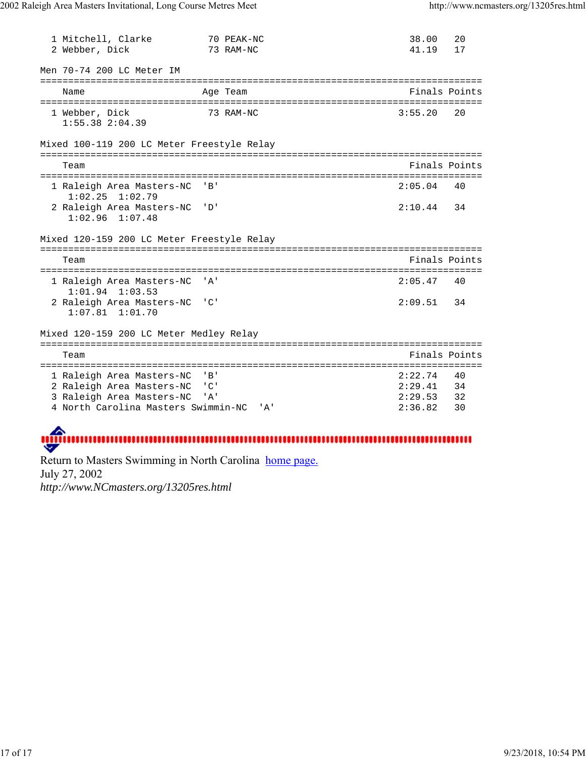| | | | | |
|---|---|---|---|---|
| 1 | Mitchell, Clarke | 70 | PEAK-NC | 38.00 | 20 |
| 2 | Webber, Dick | 73 | RAM-NC | 41.19 | 17 |

Men 70-74 200 LC Meter IM

| | Name | Age | Team | Finals | Points |
|---|---|---|---|---|---|
| 1 | Webber, Dick | 73 | RAM-NC | 3:55.20 | 20 |
| | 1:55.38 2:04.39 | | | | |

Mixed 100-119 200 LC Meter Freestyle Relay

| | Team | | Finals | Points |
|---|---|---|---|---|
| 1 | Raleigh Area Masters-NC | 'B' | 2:05.04 | 40 |
| | 1:02.25 1:02.79 | | | |
| 2 | Raleigh Area Masters-NC | 'D' | 2:10.44 | 34 |
| | 1:02.96 1:07.48 | | | |

Mixed 120-159 200 LC Meter Freestyle Relay

| | Team | | Finals | Points |
|---|---|---|---|---|
| 1 | Raleigh Area Masters-NC | 'A' | 2:05.47 | 40 |
| | 1:01.94 1:03.53 | | | |
| 2 | Raleigh Area Masters-NC | 'C' | 2:09.51 | 34 |
| | 1:07.81 1:01.70 | | | |

Mixed 120-159 200 LC Meter Medley Relay

| | Team | | Finals | Points |
|---|---|---|---|---|
| 1 | Raleigh Area Masters-NC | 'B' | 2:22.74 | 40 |
| 2 | Raleigh Area Masters-NC | 'C' | 2:29.41 | 34 |
| 3 | Raleigh Area Masters-NC | 'A' | 2:29.53 | 32 |
| 4 | North Carolina Masters Swimmin-NC | 'A' | 2:36.82 | 30 |

Return to Masters Swimming in North Carolina home page.
July 27, 2002
*http://www.NCmasters.org/13205res.html*